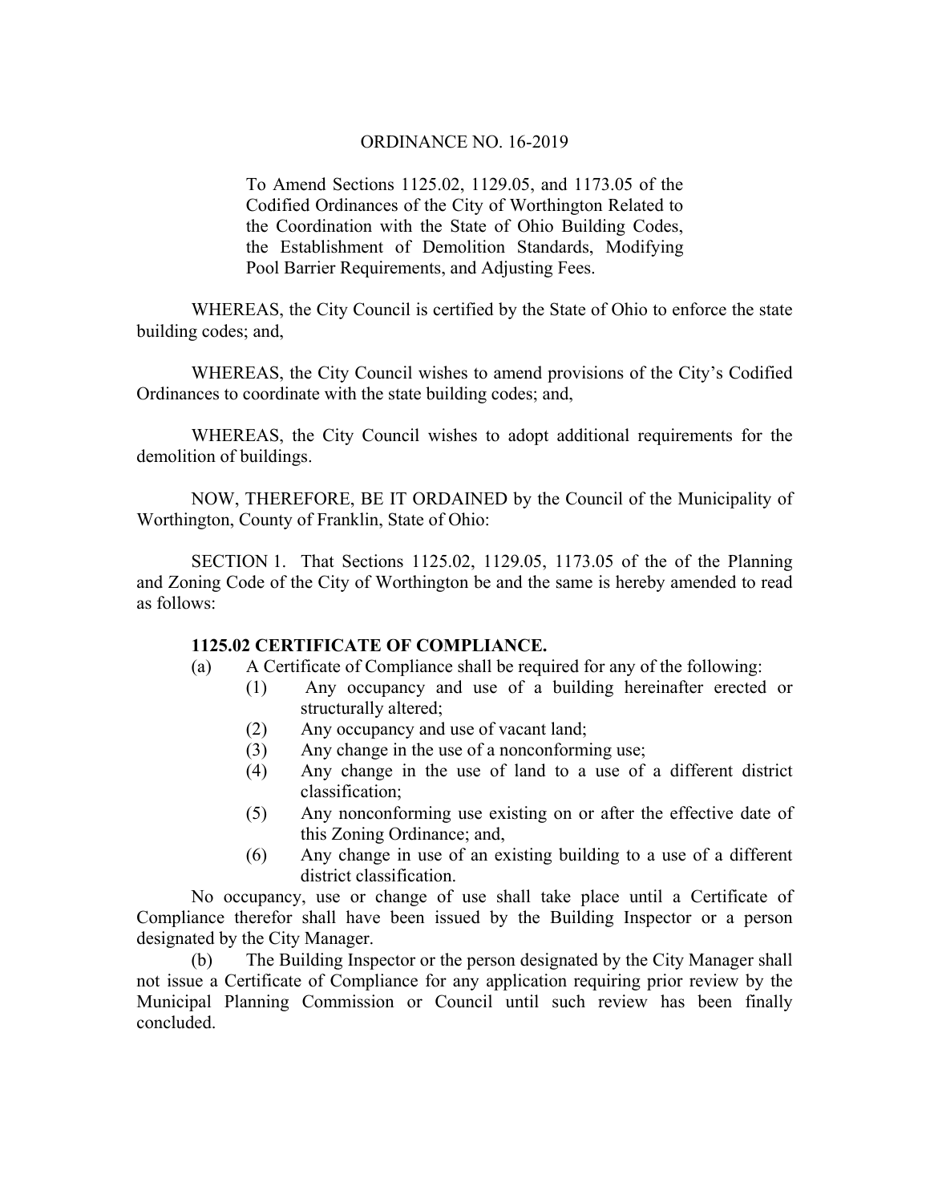ORDINANCE NO. 16-2019

To Amend Sections 1125.02, 1129.05, and 1173.05 of the Codified Ordinances of the City of Worthington Related to the Coordination with the State of Ohio Building Codes, the Establishment of Demolition Standards, Modifying Pool Barrier Requirements, and Adjusting Fees.

WHEREAS, the City Council is certified by the State of Ohio to enforce the state building codes; and,

WHEREAS, the City Council wishes to amend provisions of the City's Codified Ordinances to coordinate with the state building codes; and,

WHEREAS, the City Council wishes to adopt additional requirements for the demolition of buildings.

NOW, THEREFORE, BE IT ORDAINED by the Council of the Municipality of Worthington, County of Franklin, State of Ohio:

SECTION 1. That Sections 1125.02, 1129.05, 1173.05 of the of the Planning and Zoning Code of the City of Worthington be and the same is hereby amended to read as follows:

**1125.02 CERTIFICATE OF COMPLIANCE.**

(a) A Certificate of Compliance shall be required for any of the following:

(1) Any occupancy and use of a building hereinafter erected or structurally altered;

(2) Any occupancy and use of vacant land;

(3) Any change in the use of a nonconforming use;

(4) Any change in the use of land to a use of a different district classification;

(5) Any nonconforming use existing on or after the effective date of this Zoning Ordinance; and,

(6) Any change in use of an existing building to a use of a different district classification.

No occupancy, use or change of use shall take place until a Certificate of Compliance therefor shall have been issued by the Building Inspector or a person designated by the City Manager.

(b) The Building Inspector or the person designated by the City Manager shall not issue a Certificate of Compliance for any application requiring prior review by the Municipal Planning Commission or Council until such review has been finally concluded.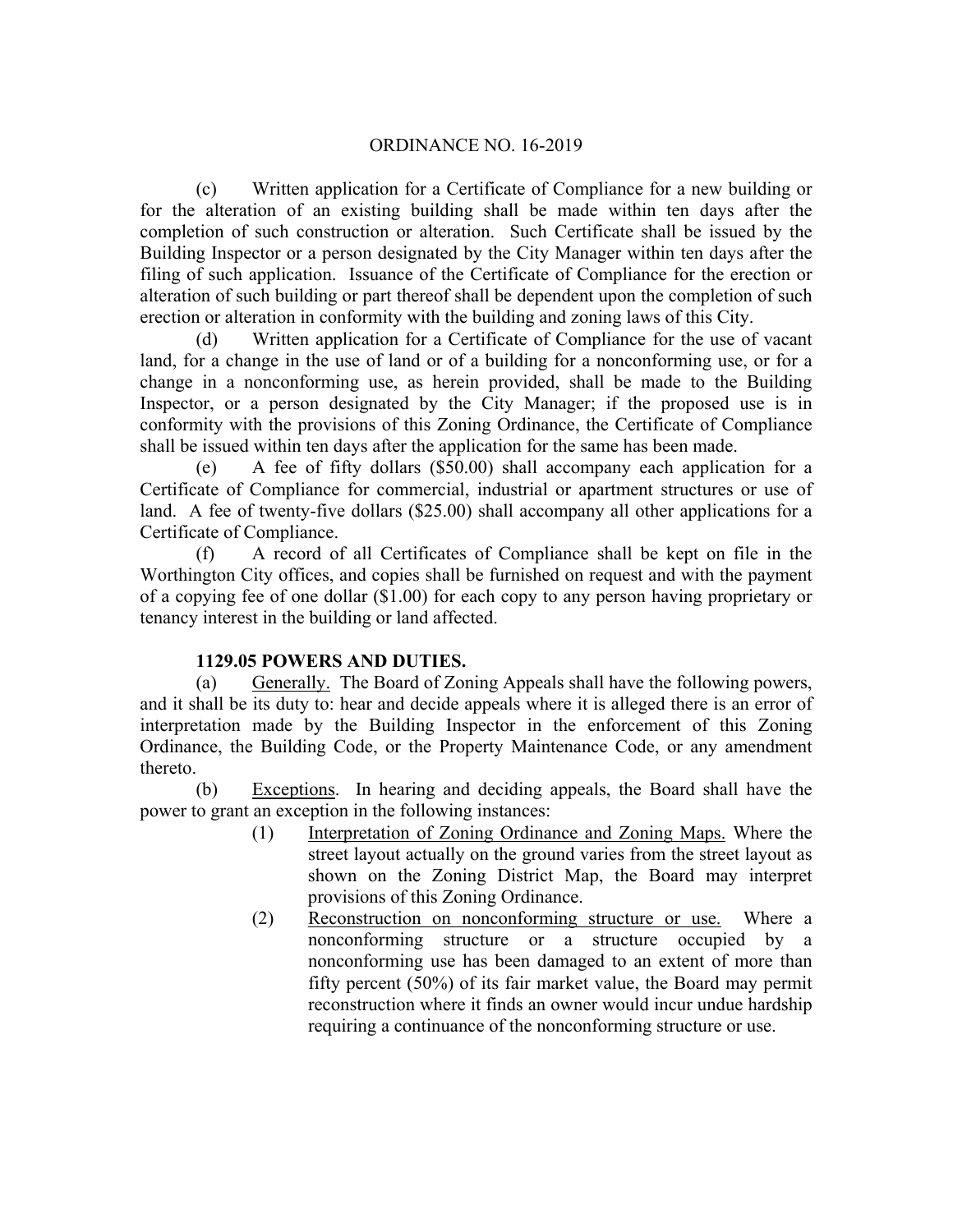(c) Written application for a Certificate of Compliance for a new building or for the alteration of an existing building shall be made within ten days after the completion of such construction or alteration. Such Certificate shall be issued by the Building Inspector or a person designated by the City Manager within ten days after the filing of such application. Issuance of the Certificate of Compliance for the erection or alteration of such building or part thereof shall be dependent upon the completion of such erection or alteration in conformity with the building and zoning laws of this City.

(d) Written application for a Certificate of Compliance for the use of vacant land, for a change in the use of land or of a building for a nonconforming use, or for a change in a nonconforming use, as herein provided, shall be made to the Building Inspector, or a person designated by the City Manager; if the proposed use is in conformity with the provisions of this Zoning Ordinance, the Certificate of Compliance shall be issued within ten days after the application for the same has been made.

(e) A fee of fifty dollars ($50.00) shall accompany each application for a Certificate of Compliance for commercial, industrial or apartment structures or use of land. A fee of twenty-five dollars ($25.00) shall accompany all other applications for a Certificate of Compliance.

(f) A record of all Certificates of Compliance shall be kept on file in the Worthington City offices, and copies shall be furnished on request and with the payment of a copying fee of one dollar ($1.00) for each copy to any person having proprietary or tenancy interest in the building or land affected.

**1129.05 POWERS AND DUTIES.**

(a) Generally. The Board of Zoning Appeals shall have the following powers, and it shall be its duty to: hear and decide appeals where it is alleged there is an error of interpretation made by the Building Inspector in the enforcement of this Zoning Ordinance, the Building Code, or the Property Maintenance Code, or any amendment thereto.

(b) Exceptions. In hearing and deciding appeals, the Board shall have the power to grant an exception in the following instances:

(1) Interpretation of Zoning Ordinance and Zoning Maps. Where the street layout actually on the ground varies from the street layout as shown on the Zoning District Map, the Board may interpret provisions of this Zoning Ordinance.

(2) Reconstruction on nonconforming structure or use. Where a nonconforming structure or a structure occupied by a nonconforming use has been damaged to an extent of more than fifty percent (50%) of its fair market value, the Board may permit reconstruction where it finds an owner would incur undue hardship requiring a continuance of the nonconforming structure or use.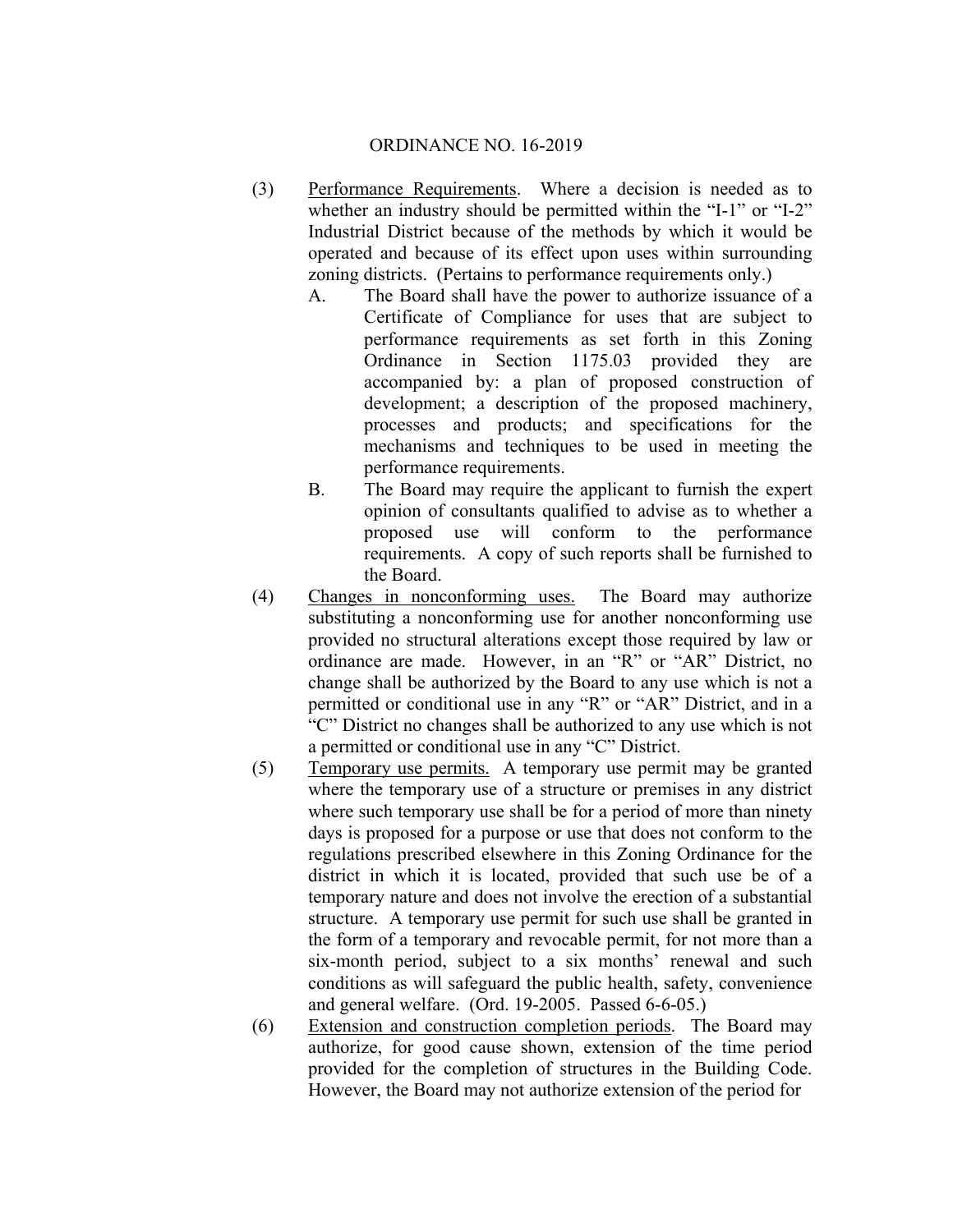ORDINANCE NO. 16-2019

(3) Performance Requirements. Where a decision is needed as to whether an industry should be permitted within the "I-1" or "I-2" Industrial District because of the methods by which it would be operated and because of its effect upon uses within surrounding zoning districts. (Pertains to performance requirements only.)

   A. The Board shall have the power to authorize issuance of a Certificate of Compliance for uses that are subject to performance requirements as set forth in this Zoning Ordinance in Section 1175.03 provided they are accompanied by: a plan of proposed construction of development; a description of the proposed machinery, processes and products; and specifications for the mechanisms and techniques to be used in meeting the performance requirements.

   B. The Board may require the applicant to furnish the expert opinion of consultants qualified to advise as to whether a proposed use will conform to the performance requirements. A copy of such reports shall be furnished to the Board.

(4) Changes in nonconforming uses. The Board may authorize substituting a nonconforming use for another nonconforming use provided no structural alterations except those required by law or ordinance are made. However, in an "R" or "AR" District, no change shall be authorized by the Board to any use which is not a permitted or conditional use in any "R" or "AR" District, and in a "C" District no changes shall be authorized to any use which is not a permitted or conditional use in any "C" District.

(5) Temporary use permits. A temporary use permit may be granted where the temporary use of a structure or premises in any district where such temporary use shall be for a period of more than ninety days is proposed for a purpose or use that does not conform to the regulations prescribed elsewhere in this Zoning Ordinance for the district in which it is located, provided that such use be of a temporary nature and does not involve the erection of a substantial structure. A temporary use permit for such use shall be granted in the form of a temporary and revocable permit, for not more than a six-month period, subject to a six months' renewal and such conditions as will safeguard the public health, safety, convenience and general welfare. (Ord. 19-2005. Passed 6-6-05.)

(6) Extension and construction completion periods. The Board may authorize, for good cause shown, extension of the time period provided for the completion of structures in the Building Code. However, the Board may not authorize extension of the period for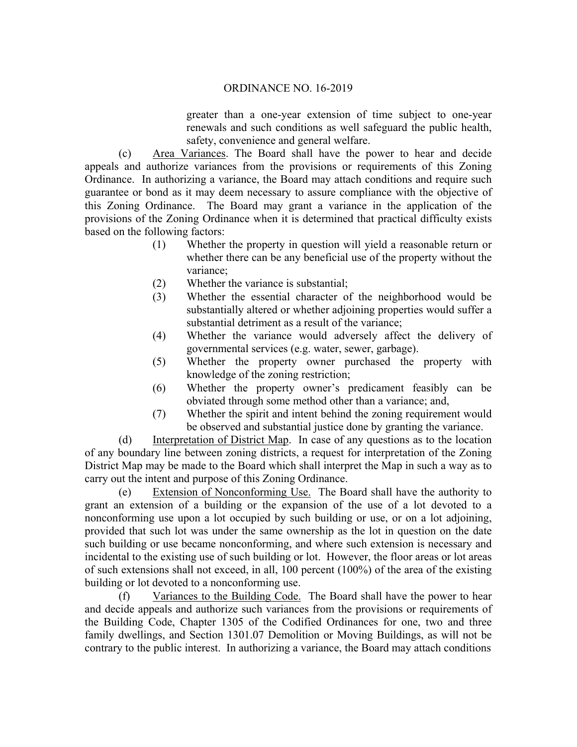greater than a one-year extension of time subject to one-year renewals and such conditions as well safeguard the public health, safety, convenience and general welfare.

(c) Area Variances. The Board shall have the power to hear and decide appeals and authorize variances from the provisions or requirements of this Zoning Ordinance. In authorizing a variance, the Board may attach conditions and require such guarantee or bond as it may deem necessary to assure compliance with the objective of this Zoning Ordinance. The Board may grant a variance in the application of the provisions of the Zoning Ordinance when it is determined that practical difficulty exists based on the following factors:

(1) Whether the property in question will yield a reasonable return or whether there can be any beneficial use of the property without the variance;

(2) Whether the variance is substantial;

(3) Whether the essential character of the neighborhood would be substantially altered or whether adjoining properties would suffer a substantial detriment as a result of the variance;

(4) Whether the variance would adversely affect the delivery of governmental services (e.g. water, sewer, garbage).

(5) Whether the property owner purchased the property with knowledge of the zoning restriction;

(6) Whether the property owner's predicament feasibly can be obviated through some method other than a variance; and,

(7) Whether the spirit and intent behind the zoning requirement would be observed and substantial justice done by granting the variance.

(d) Interpretation of District Map. In case of any questions as to the location of any boundary line between zoning districts, a request for interpretation of the Zoning District Map may be made to the Board which shall interpret the Map in such a way as to carry out the intent and purpose of this Zoning Ordinance.

(e) Extension of Nonconforming Use. The Board shall have the authority to grant an extension of a building or the expansion of the use of a lot devoted to a nonconforming use upon a lot occupied by such building or use, or on a lot adjoining, provided that such lot was under the same ownership as the lot in question on the date such building or use became nonconforming, and where such extension is necessary and incidental to the existing use of such building or lot. However, the floor areas or lot areas of such extensions shall not exceed, in all, 100 percent (100%) of the area of the existing building or lot devoted to a nonconforming use.

(f) Variances to the Building Code. The Board shall have the power to hear and decide appeals and authorize such variances from the provisions or requirements of the Building Code, Chapter 1305 of the Codified Ordinances for one, two and three family dwellings, and Section 1301.07 Demolition or Moving Buildings, as will not be contrary to the public interest. In authorizing a variance, the Board may attach conditions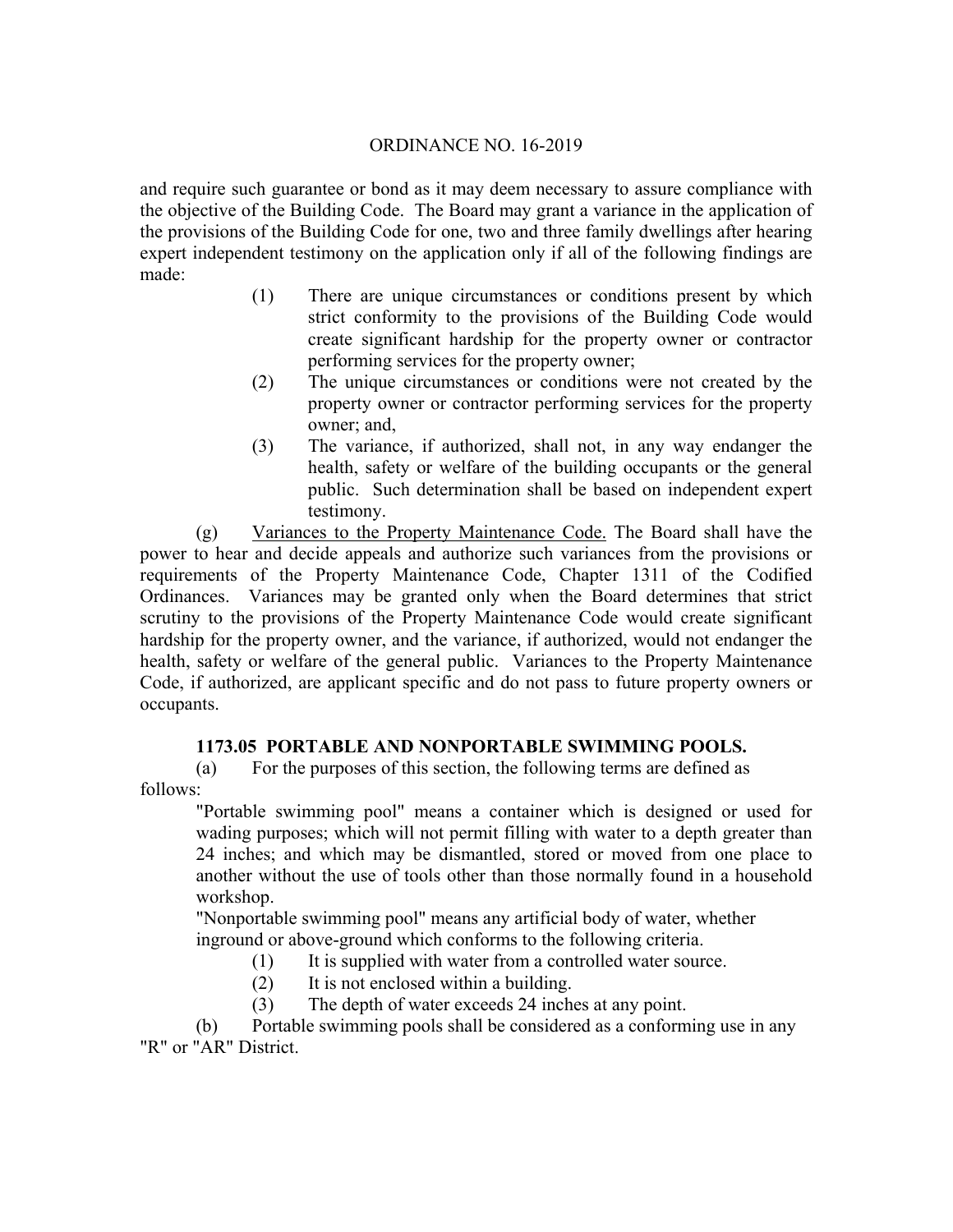and require such guarantee or bond as it may deem necessary to assure compliance with the objective of the Building Code. The Board may grant a variance in the application of the provisions of the Building Code for one, two and three family dwellings after hearing expert independent testimony on the application only if all of the following findings are made:

(1) There are unique circumstances or conditions present by which strict conformity to the provisions of the Building Code would create significant hardship for the property owner or contractor performing services for the property owner;

(2) The unique circumstances or conditions were not created by the property owner or contractor performing services for the property owner; and,

(3) The variance, if authorized, shall not, in any way endanger the health, safety or welfare of the building occupants or the general public. Such determination shall be based on independent expert testimony.

(g) Variances to the Property Maintenance Code. The Board shall have the power to hear and decide appeals and authorize such variances from the provisions or requirements of the Property Maintenance Code, Chapter 1311 of the Codified Ordinances. Variances may be granted only when the Board determines that strict scrutiny to the provisions of the Property Maintenance Code would create significant hardship for the property owner, and the variance, if authorized, would not endanger the health, safety or welfare of the general public. Variances to the Property Maintenance Code, if authorized, are applicant specific and do not pass to future property owners or occupants.

**1173.05 PORTABLE AND NONPORTABLE SWIMMING POOLS.**

(a) For the purposes of this section, the following terms are defined as follows:

"Portable swimming pool" means a container which is designed or used for wading purposes; which will not permit filling with water to a depth greater than 24 inches; and which may be dismantled, stored or moved from one place to another without the use of tools other than those normally found in a household workshop.

"Nonportable swimming pool" means any artificial body of water, whether inground or above-ground which conforms to the following criteria.

(1) It is supplied with water from a controlled water source.

(2) It is not enclosed within a building.

(3) The depth of water exceeds 24 inches at any point.

(b) Portable swimming pools shall be considered as a conforming use in any "R" or "AR" District.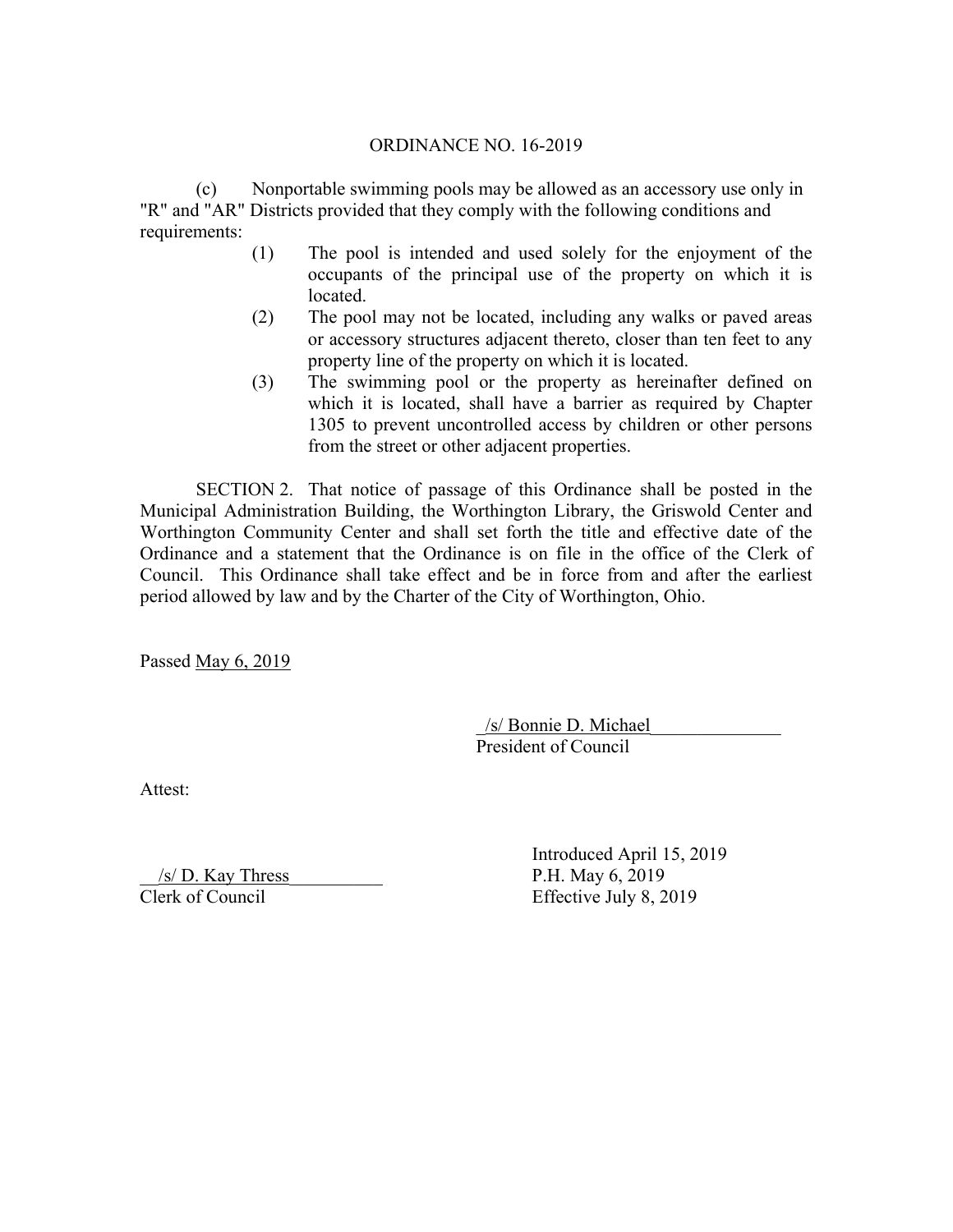ORDINANCE NO. 16-2019

(c) Nonportable swimming pools may be allowed as an accessory use only in "R" and "AR" Districts provided that they comply with the following conditions and requirements:

(1) The pool is intended and used solely for the enjoyment of the occupants of the principal use of the property on which it is located.

(2) The pool may not be located, including any walks or paved areas or accessory structures adjacent thereto, closer than ten feet to any property line of the property on which it is located.

(3) The swimming pool or the property as hereinafter defined on which it is located, shall have a barrier as required by Chapter 1305 to prevent uncontrolled access by children or other persons from the street or other adjacent properties.

SECTION 2. That notice of passage of this Ordinance shall be posted in the Municipal Administration Building, the Worthington Library, the Griswold Center and Worthington Community Center and shall set forth the title and effective date of the Ordinance and a statement that the Ordinance is on file in the office of the Clerk of Council. This Ordinance shall take effect and be in force from and after the earliest period allowed by law and by the Charter of the City of Worthington, Ohio.

Passed May 6, 2019

/s/ Bonnie D. Michael
President of Council

Attest:

/s/ D. Kay Thress
Clerk of Council

Introduced April 15, 2019
P.H. May 6, 2019
Effective July 8, 2019